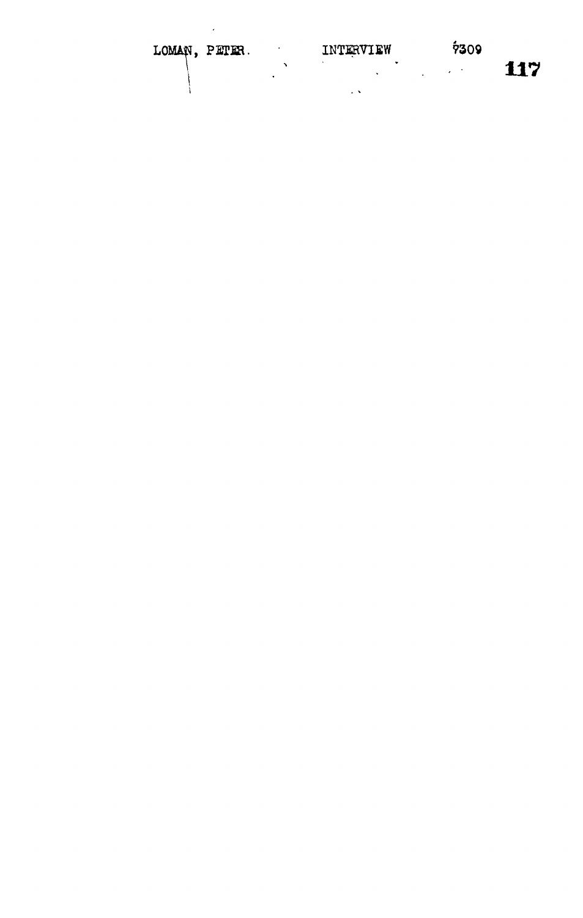LOMAN, PETER. INTERVIEW 9309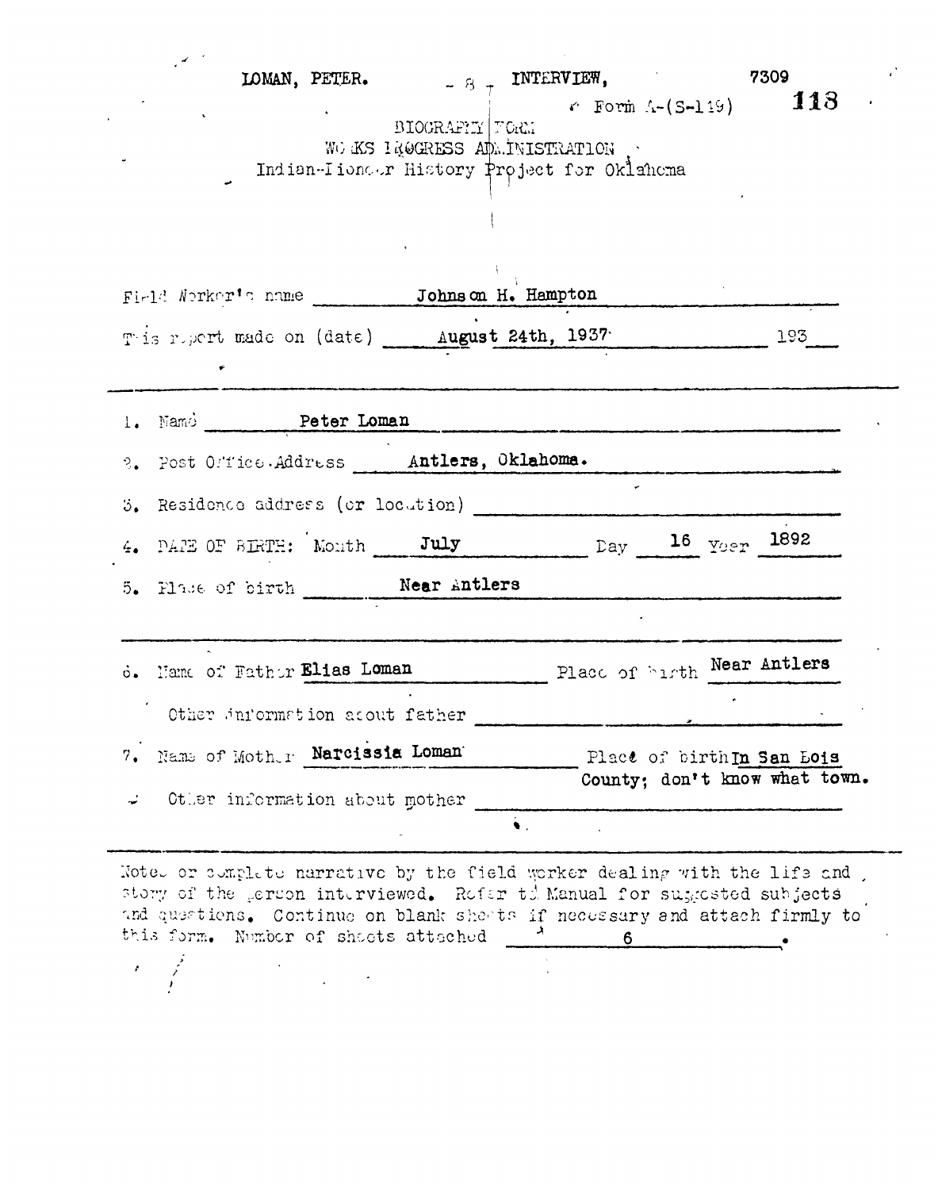LOMAN, PETER. - 8 - INTERVIEW, 7309

Form A-(S-149) 118

BIOGRAPHY FORM
WORKS PROGRESS ADMINISTRATION
Indian-Pioneer History Project for Oklahoma

Field Worker's name Johnson H. Hampton

This report made on (date) August 24th, 1937 193

1. Name Peter Loman

2. Post Office Address Antlers, Oklahoma.

3. Residence address (or location)

4. DATE OF BIRTH: Month July Day 16 Year 1892

5. Place of birth Near Antlers

6. Name of Father Elias Loman Place of birth Near Antlers

Other information about father

7. Name of Mother Narcissia Loman Place of birth In San Bois County; don't know what town.

Other information about mother

Notes or complete narrative by the field worker dealing with the life and story of the person interviewed. Refer to Manual for suggested subjects and questions. Continue on blank sheets if necessary and attach firmly to this form. Number of sheets attached 6.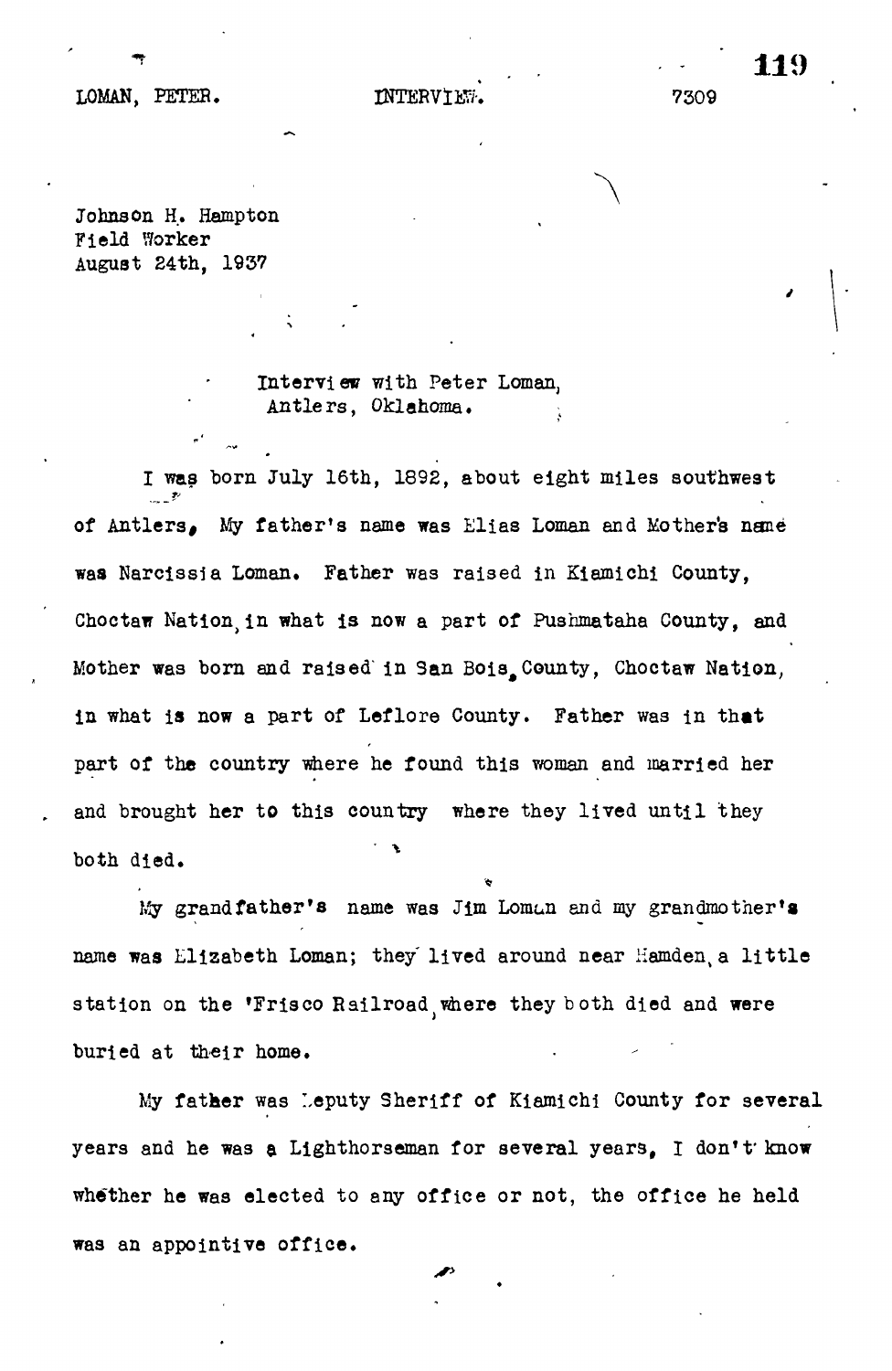Johnson H. Hampton
Field Worker
August 24th, 1937

Interview with Peter Loman,
Antlers, Oklahoma.

I was born July 16th, 1892, about eight miles southwest of Antlers. My father's name was Elias Loman and Mother's name was Narcissia Loman. Father was raised in Kiamichi County, Choctaw Nation, in what is now a part of Pushmataha County, and Mother was born and raised in San Bois County, Choctaw Nation, in what is now a part of Leflore County. Father was in that part of the country where he found this woman and married her and brought her to this country where they lived until they both died.

My grandfather's name was Jim Loman and my grandmother's name was Elizabeth Loman; they lived around near Hamden, a little station on the 'Frisco Railroad, where they both died and were buried at their home.

My father was Deputy Sheriff of Kiamichi County for several years and he was a Lighthorseman for several years, I don't know whether he was elected to any office or not, the office he held was an appointive office.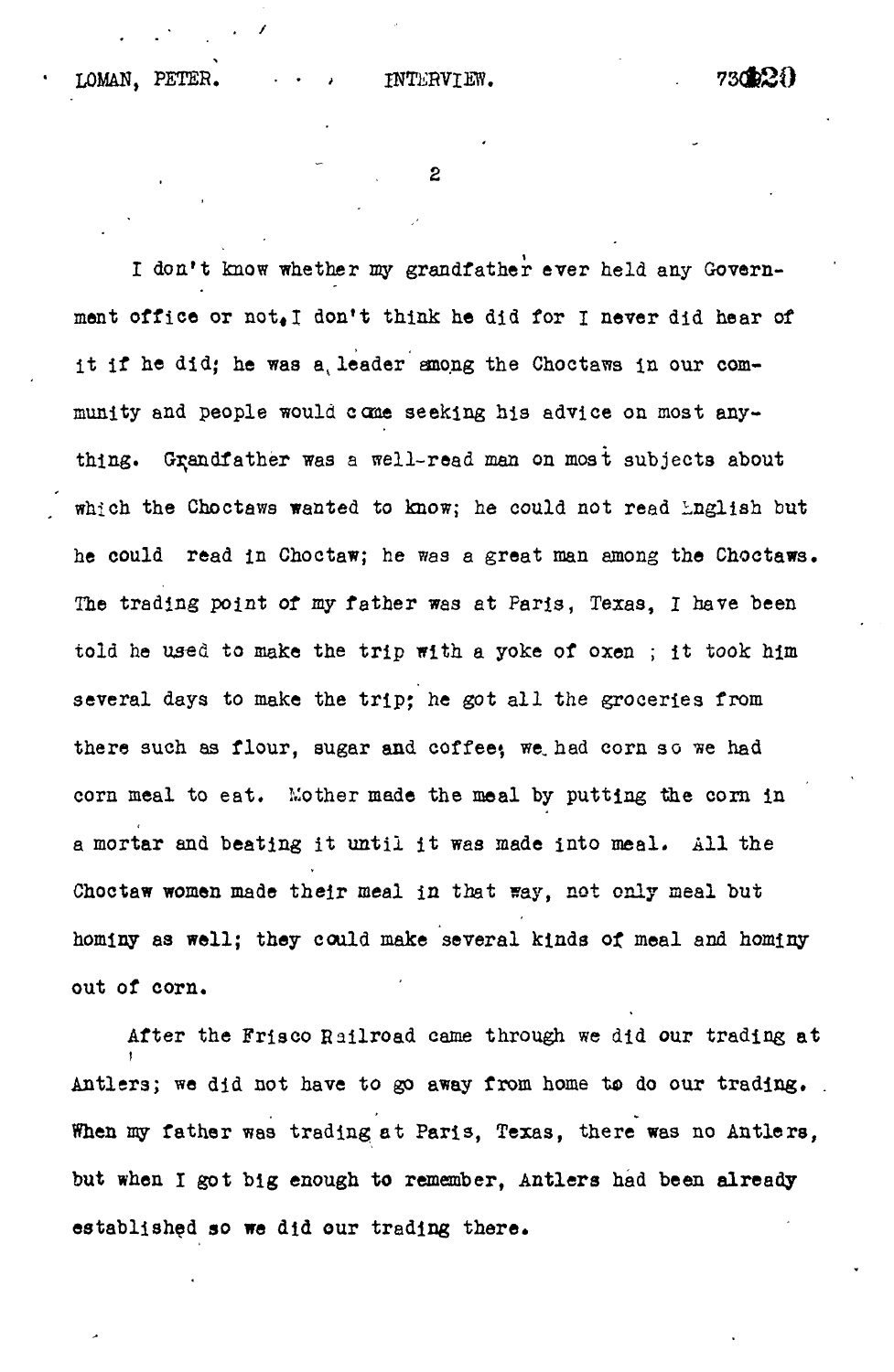I don't know whether my grandfather ever held any Government office or not. I don't think he did for I never did hear of it if he did; he was a leader among the Choctaws in our community and people would come seeking his advice on most anything. Grandfather was a well-read man on most subjects about which the Choctaws wanted to know; he could not read English but he could read in Choctaw; he was a great man among the Choctaws. The trading point of my father was at Paris, Texas, I have been told he used to make the trip with a yoke of oxen ; it took him several days to make the trip; he got all the groceries from there such as flour, sugar and coffee; we had corn so we had corn meal to eat. Mother made the meal by putting the corn in a mortar and beating it until it was made into meal. All the Choctaw women made their meal in that way, not only meal but hominy as well; they could make several kinds of meal and hominy out of corn.

After the Frisco Railroad came through we did our trading at Antlers; we did not have to go away from home to do our trading. When my father was trading at Paris, Texas, there was no Antlers, but when I got big enough to remember, Antlers had been already established so we did our trading there.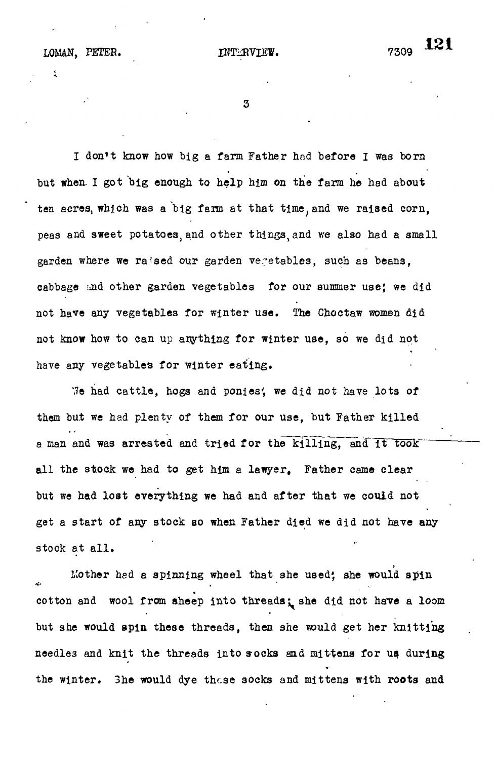I don't know how big a farm Father had before I was born but when I got big enough to help him on the farm he had about ten acres, which was a big farm at that time, and we raised corn, peas and sweet potatoes, and other things, and we also had a small garden where we raised our garden vegetables, such as beans, cabbage and other garden vegetables for our summer use; we did not have any vegetables for winter use. The Choctaw women did not know how to can up anything for winter use, so we did not have any vegetables for winter eating.

We had cattle, hogs and ponies; we did not have lots of them but we had plenty of them for our use, but Father killed a man and was arrested and tried for the killing, and it took all the stock we had to get him a lawyer. Father came clear but we had lost everything we had and after that we could not get a start of any stock so when Father died we did not have any stock at all.

Mother had a spinning wheel that she used; she would spin cotton and wool from sheep into threads; she did not have a loom but she would spin these threads, then she would get her knitting needles and knit the threads into socks and mittens for us during the winter. She would dye these socks and mittens with roots and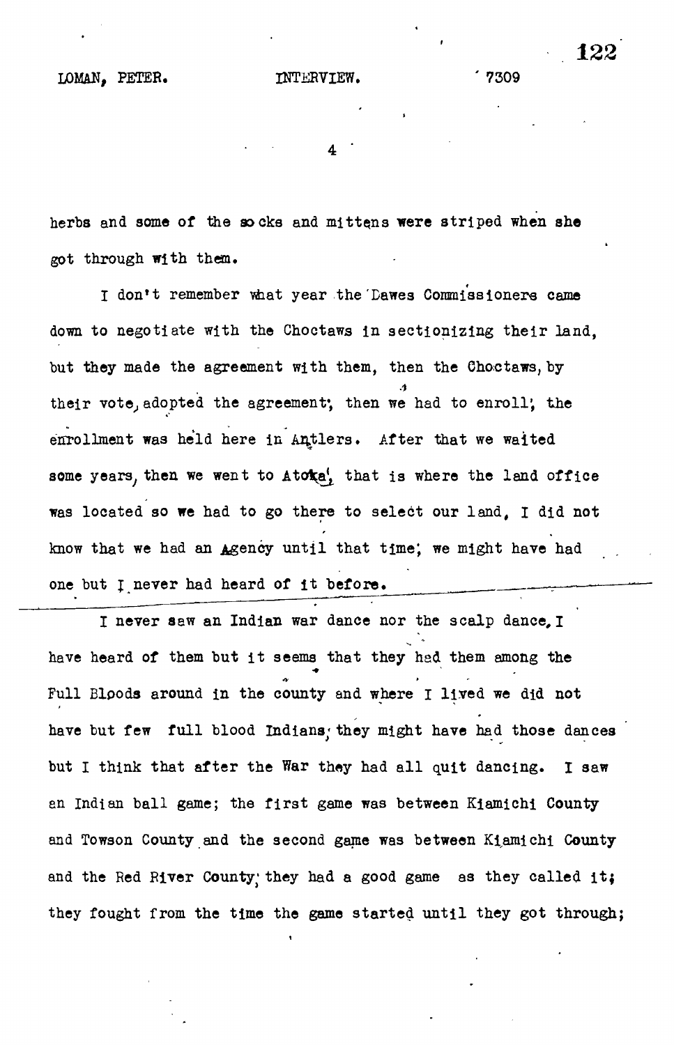herbs and some of the socks and mittens were striped when she got through with them.

I don't remember what year the Dawes Commissioners came down to negotiate with the Choctaws in sectionizing their land, but they made the agreement with them, then the Choctaws, by their vote, adopted the agreement; then we had to enroll; the enrollment was held here in Antlers. After that we waited some years, then we went to Atoka, that is where the land office was located so we had to go there to select our land, I did not know that we had an Agency until that time; we might have had one but I never had heard of it before.

I never saw an Indian war dance nor the scalp dance, I have heard of them but it seems that they had them among the Full Bloods around in the county and where I lived we did not have but few full blood Indians; they might have had those dances but I think that after the War they had all quit dancing. I saw an Indian ball game; the first game was between Kiamichi County and Towson County and the second game was between Kiamichi County and the Red River County; they had a good game as they called it; they fought from the time the game started until they got through;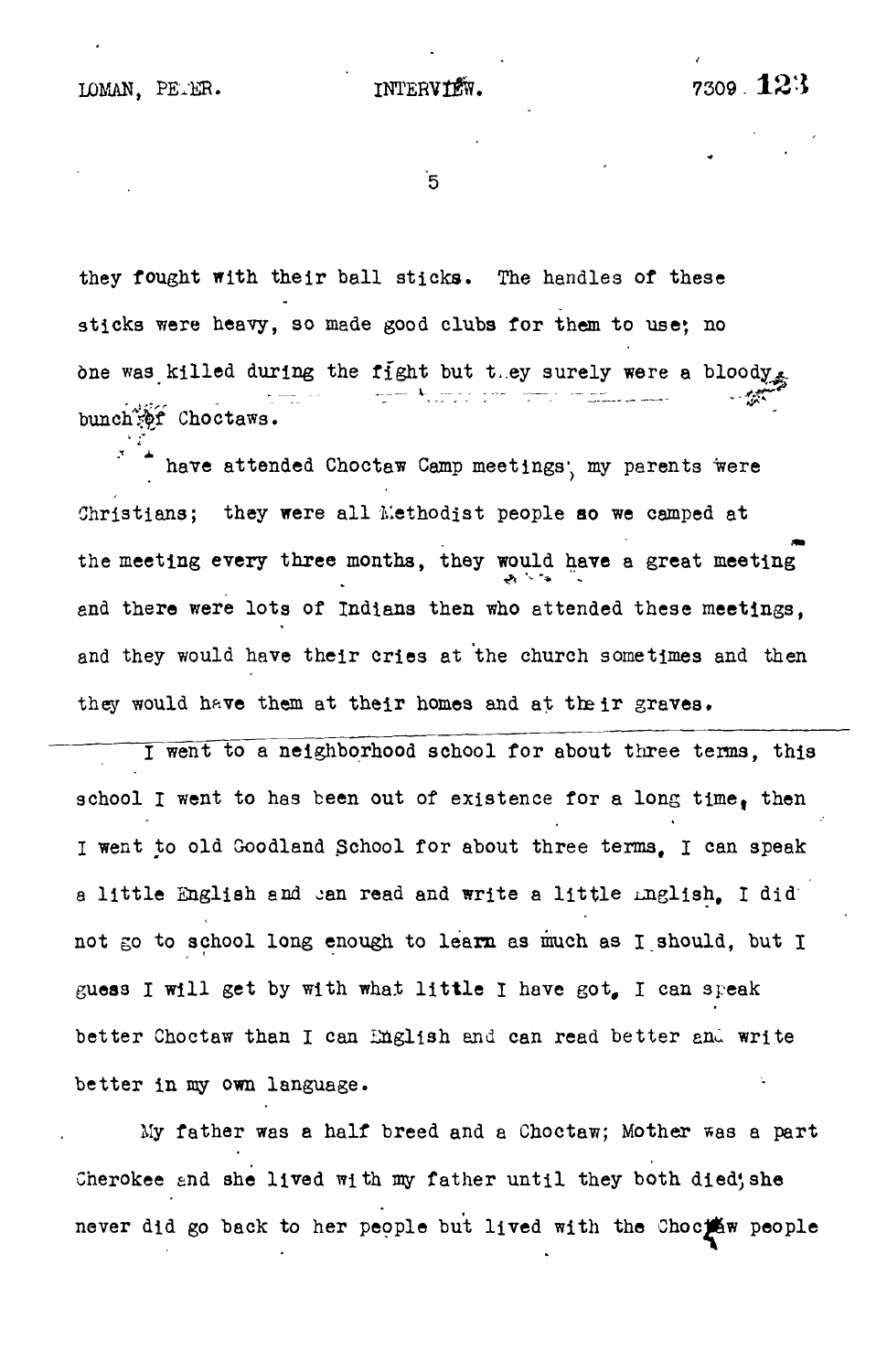they fought with their ball sticks. The handles of these sticks were heavy, so made good clubs for them to use; no one was killed during the fight but they surely were a bloody bunch of Choctaws.

I have attended Choctaw Camp meetings, my parents were Christians; they were all Methodist people so we camped at the meeting every three months, they would have a great meeting and there were lots of Indians then who attended these meetings, and they would have their cries at the church sometimes and then they would have them at their homes and at their graves.

I went to a neighborhood school for about three terms, this school I went to has been out of existence for a long time, then I went to old Goodland School for about three terms, I can speak a little English and can read and write a little English, I did not go to school long enough to learn as much as I should, but I guess I will get by with what little I have got, I can speak better Choctaw than I can English and can read better and write better in my own language.

My father was a half breed and a Choctaw; Mother was a part Cherokee and she lived with my father until they both died; she never did go back to her people but lived with the Choctaw people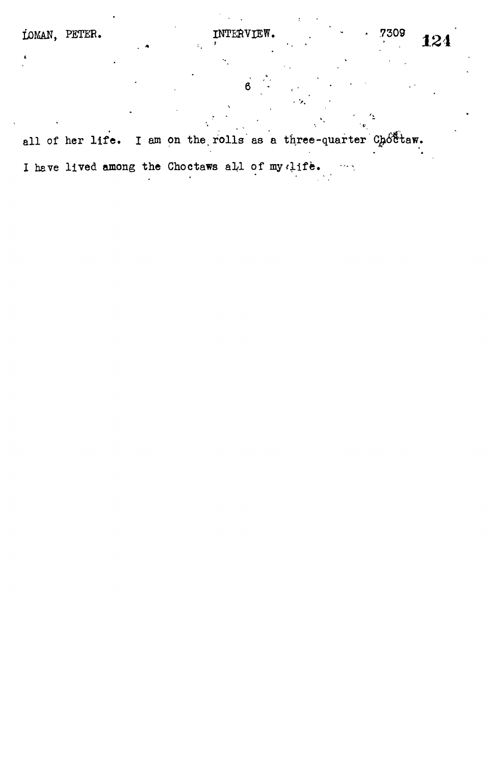all of her life. I am on the rolls as a three-quarter Choctaw. I have lived among the Choctaws all of my life.